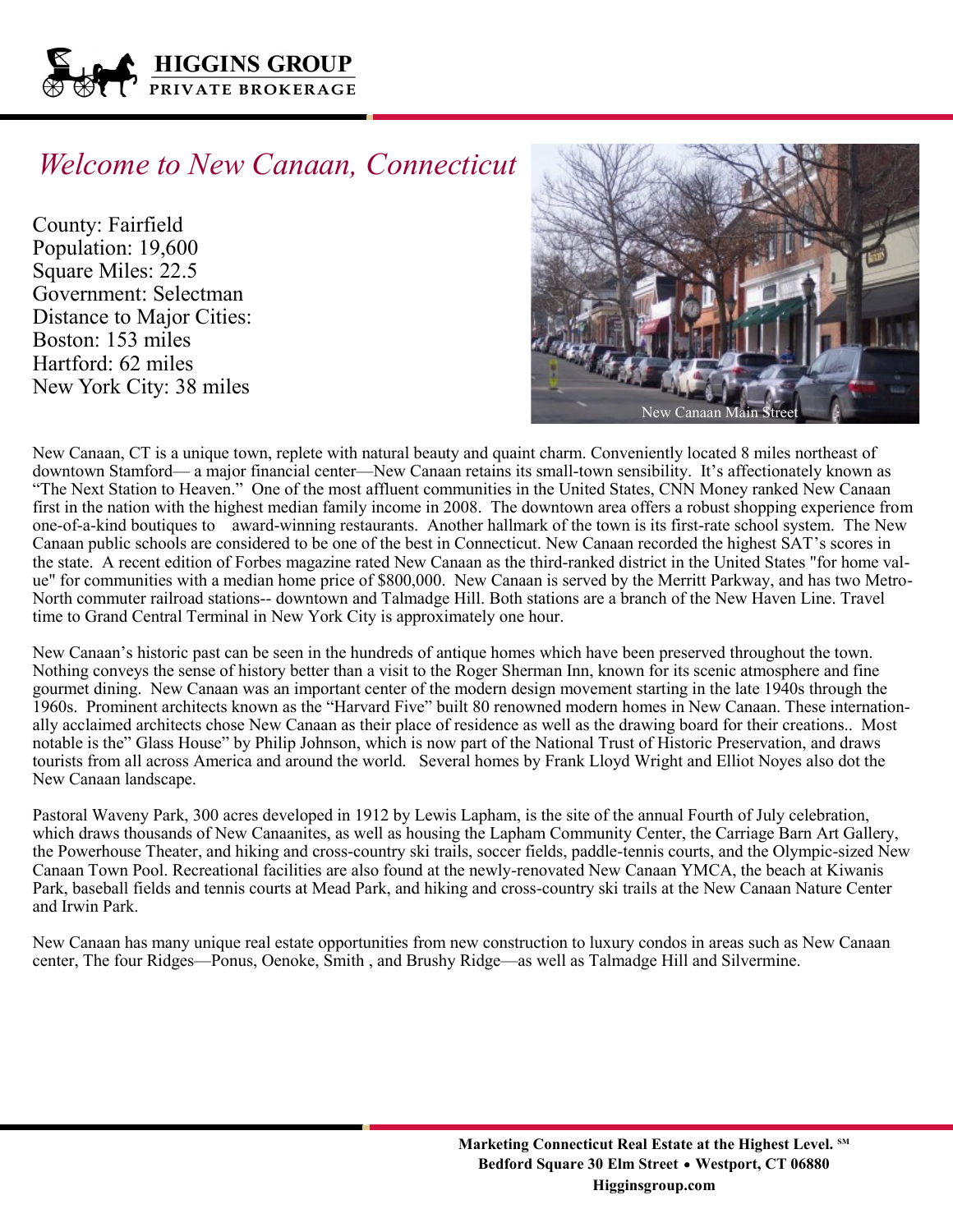**HIGGINS GROUP**
**PRIVATE BROKERAGE**

# *Welcome to New Canaan, Connecticut*

County: Fairfield
Population: 19,600
Square Miles: 22.5
Government: Selectman
Distance to Major Cities:
Boston: 153 miles
Hartford: 62 miles
New York City: 38 miles

New Canaan Main Street

New Canaan, CT is a unique town, replete with natural beauty and quaint charm. Conveniently located 8 miles northeast of downtown Stamford— a major financial center—New Canaan retains its small-town sensibility. It's affectionately known as "The Next Station to Heaven." One of the most affluent communities in the United States, CNN Money ranked New Canaan first in the nation with the highest median family income in 2008. The downtown area offers a robust shopping experience from one-of-a-kind boutiques to award-winning restaurants. Another hallmark of the town is its first-rate school system. The New Canaan public schools are considered to be one of the best in Connecticut. New Canaan recorded the highest SAT's scores in the state. A recent edition of Forbes magazine rated New Canaan as the third-ranked district in the United States "for home value" for communities with a median home price of $800,000. New Canaan is served by the Merritt Parkway, and has two Metro-North commuter railroad stations-- downtown and Talmadge Hill. Both stations are a branch of the New Haven Line. Travel time to Grand Central Terminal in New York City is approximately one hour.

New Canaan's historic past can be seen in the hundreds of antique homes which have been preserved throughout the town. Nothing conveys the sense of history better than a visit to the Roger Sherman Inn, known for its scenic atmosphere and fine gourmet dining. New Canaan was an important center of the modern design movement starting in the late 1940s through the 1960s. Prominent architects known as the "Harvard Five" built 80 renowned modern homes in New Canaan. These internationally acclaimed architects chose New Canaan as their place of residence as well as the drawing board for their creations.. Most notable is the" Glass House" by Philip Johnson, which is now part of the National Trust of Historic Preservation, and draws tourists from all across America and around the world. Several homes by Frank Lloyd Wright and Elliot Noyes also dot the New Canaan landscape.

Pastoral Waveny Park, 300 acres developed in 1912 by Lewis Lapham, is the site of the annual Fourth of July celebration, which draws thousands of New Canaanites, as well as housing the Lapham Community Center, the Carriage Barn Art Gallery, the Powerhouse Theater, and hiking and cross-country ski trails, soccer fields, paddle-tennis courts, and the Olympic-sized New Canaan Town Pool. Recreational facilities are also found at the newly-renovated New Canaan YMCA, the beach at Kiwanis Park, baseball fields and tennis courts at Mead Park, and hiking and cross-country ski trails at the New Canaan Nature Center and Irwin Park.

New Canaan has many unique real estate opportunities from new construction to luxury condos in areas such as New Canaan center, The four Ridges—Ponus, Oenoke, Smith , and Brushy Ridge—as well as Talmadge Hill and Silvermine.

**Marketing Connecticut Real Estate at the Highest Level.** SM
**Bedford Square 30 Elm Street • Westport, CT 06880**
**Higginsgroup.com**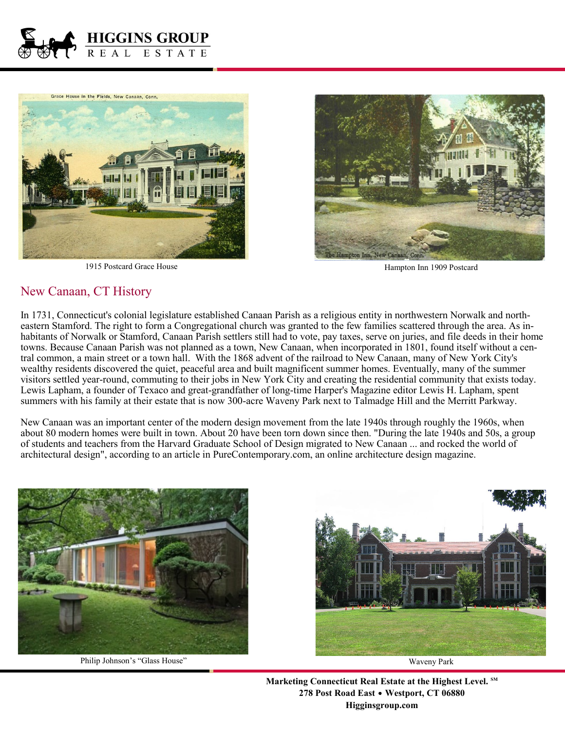1915 Postcard Grace House

Hampton Inn 1909 Postcard

## New Canaan, CT History

In 1731, Connecticut's colonial legislature established Canaan Parish as a religious entity in northwestern Norwalk and northeastern Stamford. The right to form a Congregational church was granted to the few families scattered through the area. As inhabitants of Norwalk or Stamford, Canaan Parish settlers still had to vote, pay taxes, serve on juries, and file deeds in their home towns. Because Canaan Parish was not planned as a town, New Canaan, when incorporated in 1801, found itself without a central common, a main street or a town hall. With the 1868 advent of the railroad to New Canaan, many of New York City's wealthy residents discovered the quiet, peaceful area and built magnificent summer homes. Eventually, many of the summer visitors settled year-round, commuting to their jobs in New York City and creating the residential community that exists today. Lewis Lapham, a founder of Texaco and great-grandfather of long-time Harper's Magazine editor Lewis H. Lapham, spent summers with his family at their estate that is now 300-acre Waveny Park next to Talmadge Hill and the Merritt Parkway.

New Canaan was an important center of the modern design movement from the late 1940s through roughly the 1960s, when about 80 modern homes were built in town. About 20 have been torn down since then. "During the late 1940s and 50s, a group of students and teachers from the Harvard Graduate School of Design migrated to New Canaan ... and rocked the world of architectural design", according to an article in PureContemporary.com, an online architecture design magazine.

Philip Johnson's "Glass House"

Waveny Park

**Marketing Connecticut Real Estate at the Highest Level.** SM
**278 Post Road East • Westport, CT 06880**
**Higginsgroup.com**